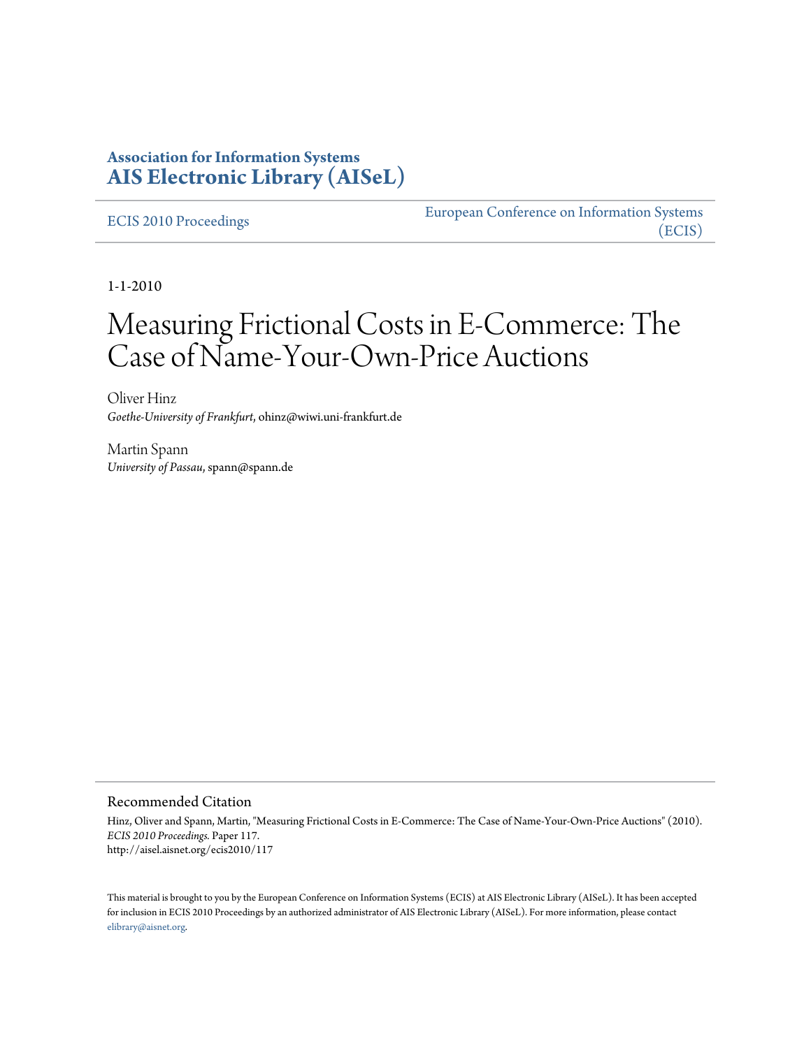# Association for Information Systems
# AIS Electronic Library (AISeL)

ECIS 2010 Proceedings

European Conference on Information Systems (ECIS)

1-1-2010

# Measuring Frictional Costs in E-Commerce: The Case of Name-Your-Own-Price Auctions

Oliver Hinz
*Goethe-University of Frankfurt*, ohinz@wiwi.uni-frankfurt.de

Martin Spann
*University of Passau*, spann@spann.de

## Recommended Citation

Hinz, Oliver and Spann, Martin, "Measuring Frictional Costs in E-Commerce: The Case of Name-Your-Own-Price Auctions" (2010). *ECIS 2010 Proceedings.* Paper 117.
http://aisel.aisnet.org/ecis2010/117

This material is brought to you by the European Conference on Information Systems (ECIS) at AIS Electronic Library (AISeL). It has been accepted for inclusion in ECIS 2010 Proceedings by an authorized administrator of AIS Electronic Library (AISeL). For more information, please contact elibrary@aisnet.org.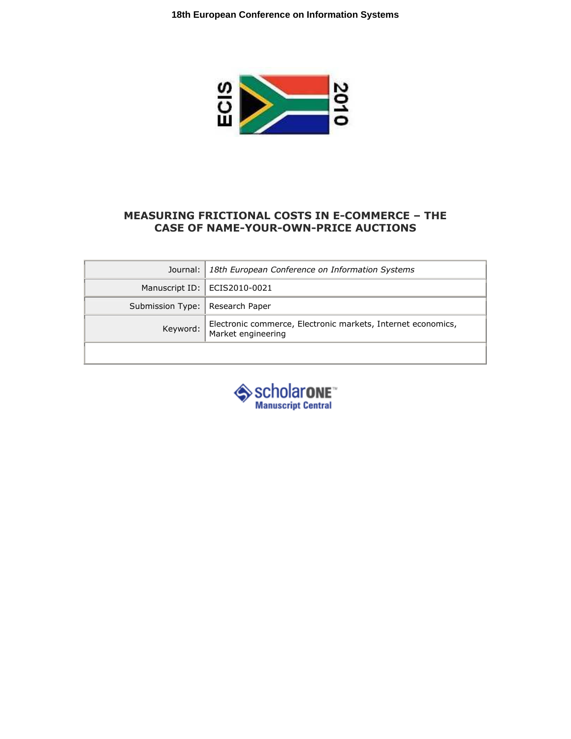# MEASURING FRICTIONAL COSTS IN E-COMMERCE – THE CASE OF NAME-YOUR-OWN-PRICE AUCTIONS

| Journal: | *18th European Conference on Information Systems* |
|---|---|
| Manuscript ID: | ECIS2010-0021 |
| Submission Type: | Research Paper |
| Keyword: | Electronic commerce, Electronic markets, Internet economics, Market engineering |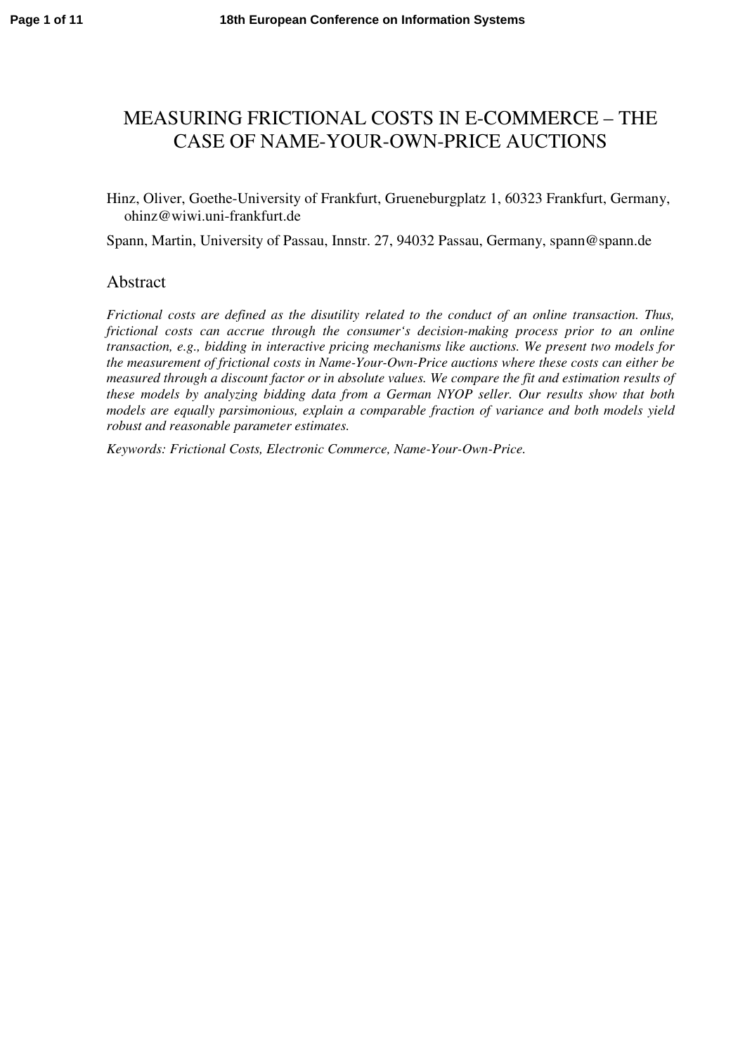# MEASURING FRICTIONAL COSTS IN E-COMMERCE – THE CASE OF NAME-YOUR-OWN-PRICE AUCTIONS

Hinz, Oliver, Goethe-University of Frankfurt, Grueneburgplatz 1, 60323 Frankfurt, Germany, ohinz@wiwi.uni-frankfurt.de

Spann, Martin, University of Passau, Innstr. 27, 94032 Passau, Germany, spann@spann.de

## Abstract

*Frictional costs are defined as the disutility related to the conduct of an online transaction. Thus, frictional costs can accrue through the consumer's decision-making process prior to an online transaction, e.g., bidding in interactive pricing mechanisms like auctions. We present two models for the measurement of frictional costs in Name-Your-Own-Price auctions where these costs can either be measured through a discount factor or in absolute values. We compare the fit and estimation results of these models by analyzing bidding data from a German NYOP seller. Our results show that both models are equally parsimonious, explain a comparable fraction of variance and both models yield robust and reasonable parameter estimates.*

*Keywords: Frictional Costs, Electronic Commerce, Name-Your-Own-Price.*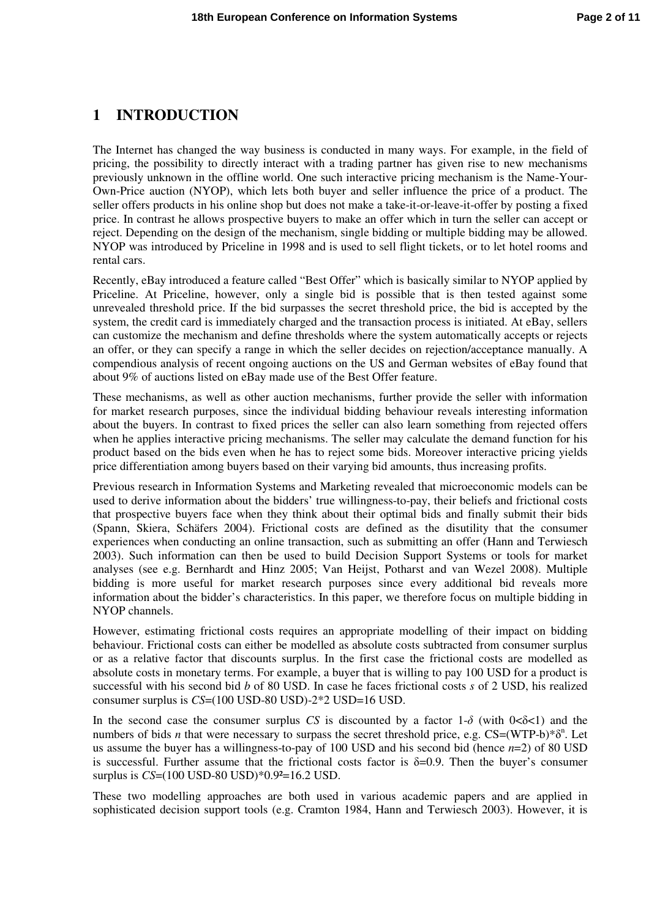# 1 INTRODUCTION

The Internet has changed the way business is conducted in many ways. For example, in the field of pricing, the possibility to directly interact with a trading partner has given rise to new mechanisms previously unknown in the offline world. One such interactive pricing mechanism is the Name-Your-Own-Price auction (NYOP), which lets both buyer and seller influence the price of a product. The seller offers products in his online shop but does not make a take-it-or-leave-it-offer by posting a fixed price. In contrast he allows prospective buyers to make an offer which in turn the seller can accept or reject. Depending on the design of the mechanism, single bidding or multiple bidding may be allowed. NYOP was introduced by Priceline in 1998 and is used to sell flight tickets, or to let hotel rooms and rental cars.

Recently, eBay introduced a feature called "Best Offer" which is basically similar to NYOP applied by Priceline. At Priceline, however, only a single bid is possible that is then tested against some unrevealed threshold price. If the bid surpasses the secret threshold price, the bid is accepted by the system, the credit card is immediately charged and the transaction process is initiated. At eBay, sellers can customize the mechanism and define thresholds where the system automatically accepts or rejects an offer, or they can specify a range in which the seller decides on rejection/acceptance manually. A compendious analysis of recent ongoing auctions on the US and German websites of eBay found that about 9% of auctions listed on eBay made use of the Best Offer feature.

These mechanisms, as well as other auction mechanisms, further provide the seller with information for market research purposes, since the individual bidding behaviour reveals interesting information about the buyers. In contrast to fixed prices the seller can also learn something from rejected offers when he applies interactive pricing mechanisms. The seller may calculate the demand function for his product based on the bids even when he has to reject some bids. Moreover interactive pricing yields price differentiation among buyers based on their varying bid amounts, thus increasing profits.

Previous research in Information Systems and Marketing revealed that microeconomic models can be used to derive information about the bidders' true willingness-to-pay, their beliefs and frictional costs that prospective buyers face when they think about their optimal bids and finally submit their bids (Spann, Skiera, Schäfers 2004). Frictional costs are defined as the disutility that the consumer experiences when conducting an online transaction, such as submitting an offer (Hann and Terwiesch 2003). Such information can then be used to build Decision Support Systems or tools for market analyses (see e.g. Bernhardt and Hinz 2005; Van Heijst, Potharst and van Wezel 2008). Multiple bidding is more useful for market research purposes since every additional bid reveals more information about the bidder's characteristics. In this paper, we therefore focus on multiple bidding in NYOP channels.

However, estimating frictional costs requires an appropriate modelling of their impact on bidding behaviour. Frictional costs can either be modelled as absolute costs subtracted from consumer surplus or as a relative factor that discounts surplus. In the first case the frictional costs are modelled as absolute costs in monetary terms. For example, a buyer that is willing to pay 100 USD for a product is successful with his second bid *b* of 80 USD. In case he faces frictional costs *s* of 2 USD, his realized consumer surplus is *CS*=(100 USD-80 USD)-2*2 USD=16 USD.

In the second case the consumer surplus *CS* is discounted by a factor $1-\delta$ (with $0<\delta<1$) and the numbers of bids *n* that were necessary to surpass the secret threshold price, e.g. $CS=(WTP-b)*\delta^n$. Let us assume the buyer has a willingness-to-pay of 100 USD and his second bid (hence $n$=2) of 80 USD is successful. Further assume that the frictional costs factor is $\delta$=0.9. Then the buyer's consumer surplus is *CS*=(100 USD-80 USD)*$0.9^2$=16.2 USD.

These two modelling approaches are both used in various academic papers and are applied in sophisticated decision support tools (e.g. Cramton 1984, Hann and Terwiesch 2003). However, it is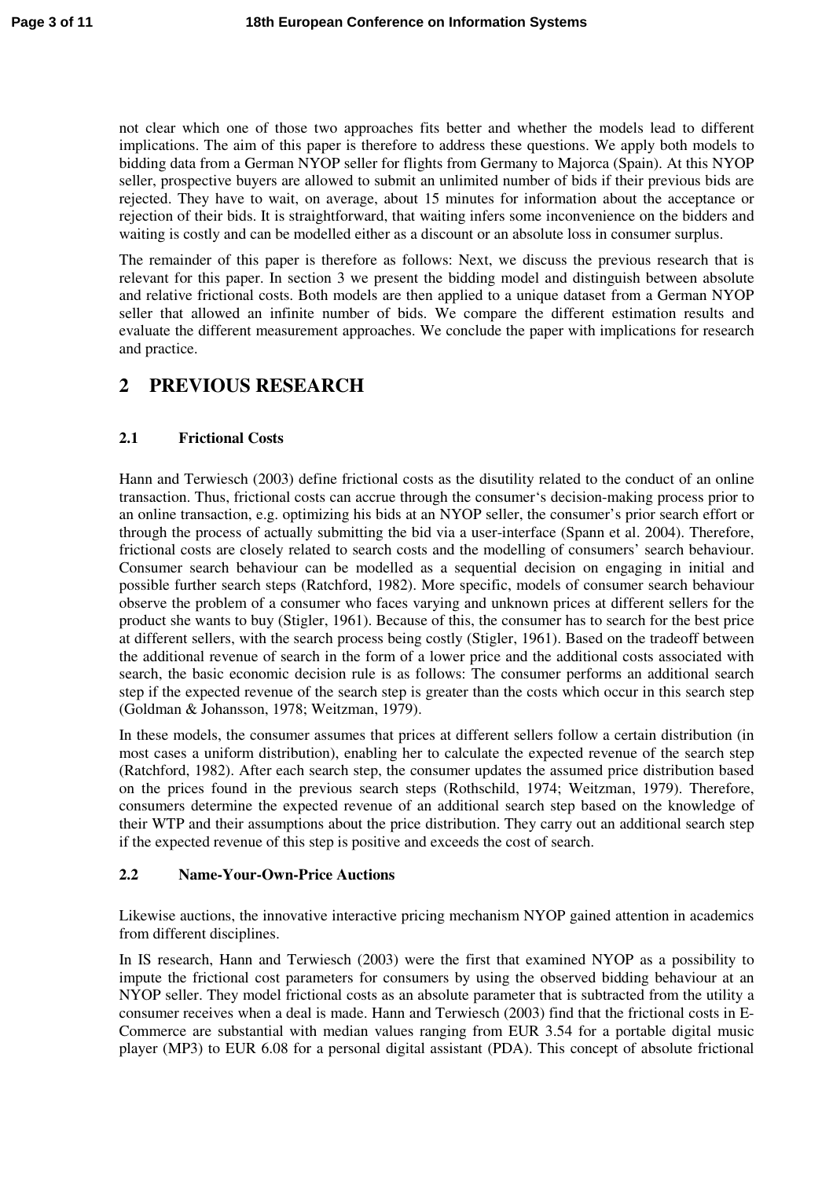not clear which one of those two approaches fits better and whether the models lead to different implications. The aim of this paper is therefore to address these questions. We apply both models to bidding data from a German NYOP seller for flights from Germany to Majorca (Spain). At this NYOP seller, prospective buyers are allowed to submit an unlimited number of bids if their previous bids are rejected. They have to wait, on average, about 15 minutes for information about the acceptance or rejection of their bids. It is straightforward, that waiting infers some inconvenience on the bidders and waiting is costly and can be modelled either as a discount or an absolute loss in consumer surplus.

The remainder of this paper is therefore as follows: Next, we discuss the previous research that is relevant for this paper. In section 3 we present the bidding model and distinguish between absolute and relative frictional costs. Both models are then applied to a unique dataset from a German NYOP seller that allowed an infinite number of bids. We compare the different estimation results and evaluate the different measurement approaches. We conclude the paper with implications for research and practice.

# 2 PREVIOUS RESEARCH

## 2.1 Frictional Costs

Hann and Terwiesch (2003) define frictional costs as the disutility related to the conduct of an online transaction. Thus, frictional costs can accrue through the consumer‘s decision-making process prior to an online transaction, e.g. optimizing his bids at an NYOP seller, the consumer's prior search effort or through the process of actually submitting the bid via a user-interface (Spann et al. 2004). Therefore, frictional costs are closely related to search costs and the modelling of consumers' search behaviour. Consumer search behaviour can be modelled as a sequential decision on engaging in initial and possible further search steps (Ratchford, 1982). More specific, models of consumer search behaviour observe the problem of a consumer who faces varying and unknown prices at different sellers for the product she wants to buy (Stigler, 1961). Because of this, the consumer has to search for the best price at different sellers, with the search process being costly (Stigler, 1961). Based on the tradeoff between the additional revenue of search in the form of a lower price and the additional costs associated with search, the basic economic decision rule is as follows: The consumer performs an additional search step if the expected revenue of the search step is greater than the costs which occur in this search step (Goldman & Johansson, 1978; Weitzman, 1979).

In these models, the consumer assumes that prices at different sellers follow a certain distribution (in most cases a uniform distribution), enabling her to calculate the expected revenue of the search step (Ratchford, 1982). After each search step, the consumer updates the assumed price distribution based on the prices found in the previous search steps (Rothschild, 1974; Weitzman, 1979). Therefore, consumers determine the expected revenue of an additional search step based on the knowledge of their WTP and their assumptions about the price distribution. They carry out an additional search step if the expected revenue of this step is positive and exceeds the cost of search.

## 2.2 Name-Your-Own-Price Auctions

Likewise auctions, the innovative interactive pricing mechanism NYOP gained attention in academics from different disciplines.

In IS research, Hann and Terwiesch (2003) were the first that examined NYOP as a possibility to impute the frictional cost parameters for consumers by using the observed bidding behaviour at an NYOP seller. They model frictional costs as an absolute parameter that is subtracted from the utility a consumer receives when a deal is made. Hann and Terwiesch (2003) find that the frictional costs in E-Commerce are substantial with median values ranging from EUR 3.54 for a portable digital music player (MP3) to EUR 6.08 for a personal digital assistant (PDA). This concept of absolute frictional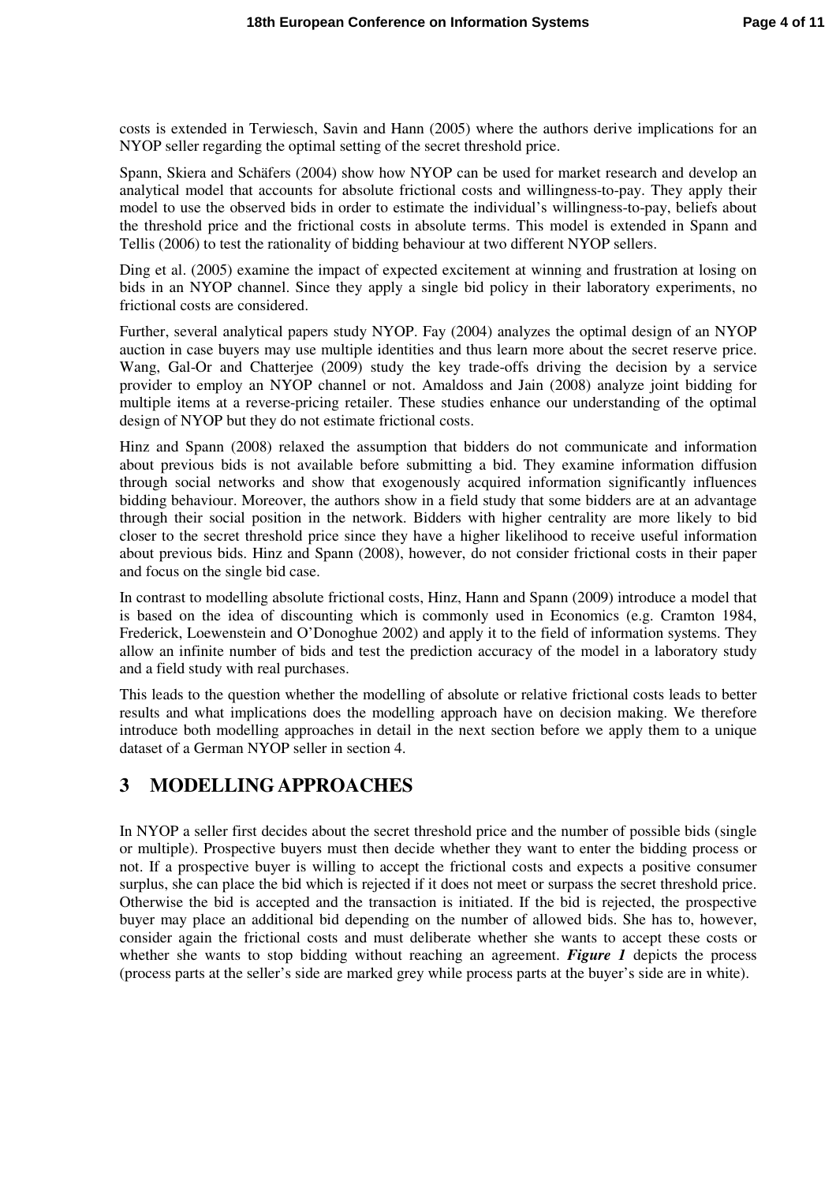costs is extended in Terwiesch, Savin and Hann (2005) where the authors derive implications for an NYOP seller regarding the optimal setting of the secret threshold price.

Spann, Skiera and Schäfers (2004) show how NYOP can be used for market research and develop an analytical model that accounts for absolute frictional costs and willingness-to-pay. They apply their model to use the observed bids in order to estimate the individual's willingness-to-pay, beliefs about the threshold price and the frictional costs in absolute terms. This model is extended in Spann and Tellis (2006) to test the rationality of bidding behaviour at two different NYOP sellers.

Ding et al. (2005) examine the impact of expected excitement at winning and frustration at losing on bids in an NYOP channel. Since they apply a single bid policy in their laboratory experiments, no frictional costs are considered.

Further, several analytical papers study NYOP. Fay (2004) analyzes the optimal design of an NYOP auction in case buyers may use multiple identities and thus learn more about the secret reserve price. Wang, Gal-Or and Chatterjee (2009) study the key trade-offs driving the decision by a service provider to employ an NYOP channel or not. Amaldoss and Jain (2008) analyze joint bidding for multiple items at a reverse-pricing retailer. These studies enhance our understanding of the optimal design of NYOP but they do not estimate frictional costs.

Hinz and Spann (2008) relaxed the assumption that bidders do not communicate and information about previous bids is not available before submitting a bid. They examine information diffusion through social networks and show that exogenously acquired information significantly influences bidding behaviour. Moreover, the authors show in a field study that some bidders are at an advantage through their social position in the network. Bidders with higher centrality are more likely to bid closer to the secret threshold price since they have a higher likelihood to receive useful information about previous bids. Hinz and Spann (2008), however, do not consider frictional costs in their paper and focus on the single bid case.

In contrast to modelling absolute frictional costs, Hinz, Hann and Spann (2009) introduce a model that is based on the idea of discounting which is commonly used in Economics (e.g. Cramton 1984, Frederick, Loewenstein and O'Donoghue 2002) and apply it to the field of information systems. They allow an infinite number of bids and test the prediction accuracy of the model in a laboratory study and a field study with real purchases.

This leads to the question whether the modelling of absolute or relative frictional costs leads to better results and what implications does the modelling approach have on decision making. We therefore introduce both modelling approaches in detail in the next section before we apply them to a unique dataset of a German NYOP seller in section 4.

# 3 MODELLING APPROACHES

In NYOP a seller first decides about the secret threshold price and the number of possible bids (single or multiple). Prospective buyers must then decide whether they want to enter the bidding process or not. If a prospective buyer is willing to accept the frictional costs and expects a positive consumer surplus, she can place the bid which is rejected if it does not meet or surpass the secret threshold price. Otherwise the bid is accepted and the transaction is initiated. If the bid is rejected, the prospective buyer may place an additional bid depending on the number of allowed bids. She has to, however, consider again the frictional costs and must deliberate whether she wants to accept these costs or whether she wants to stop bidding without reaching an agreement. ***Figure 1*** depicts the process (process parts at the seller's side are marked grey while process parts at the buyer's side are in white).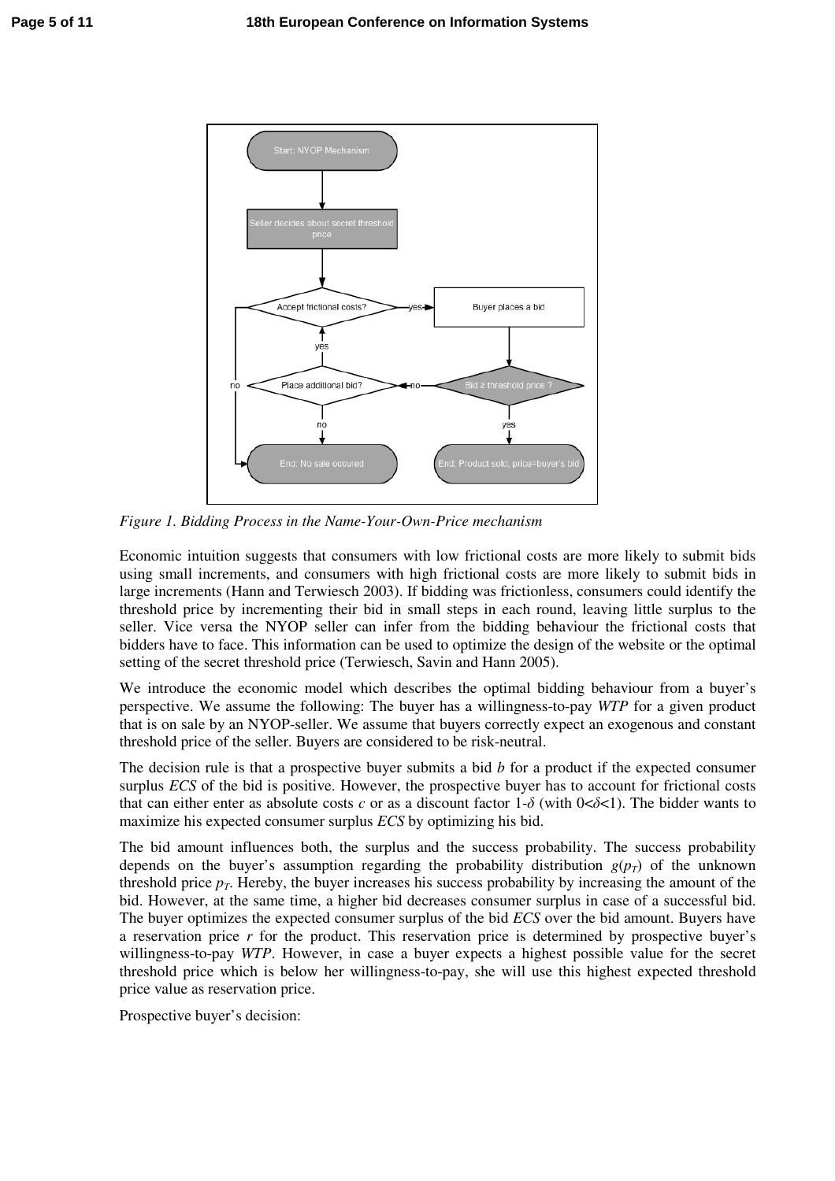*Figure 1. Bidding Process in the Name-Your-Own-Price mechanism*

Economic intuition suggests that consumers with low frictional costs are more likely to submit bids using small increments, and consumers with high frictional costs are more likely to submit bids in large increments (Hann and Terwiesch 2003). If bidding was frictionless, consumers could identify the threshold price by incrementing their bid in small steps in each round, leaving little surplus to the seller. Vice versa the NYOP seller can infer from the bidding behaviour the frictional costs that bidders have to face. This information can be used to optimize the design of the website or the optimal setting of the secret threshold price (Terwiesch, Savin and Hann 2005).

We introduce the economic model which describes the optimal bidding behaviour from a buyer's perspective. We assume the following: The buyer has a willingness-to-pay *WTP* for a given product that is on sale by an NYOP-seller. We assume that buyers correctly expect an exogenous and constant threshold price of the seller. Buyers are considered to be risk-neutral.

The decision rule is that a prospective buyer submits a bid $b$ for a product if the expected consumer surplus *ECS* of the bid is positive. However, the prospective buyer has to account for frictional costs that can either enter as absolute costs $c$ or as a discount factor $1\text{-}\delta$ (with $0<\delta<1$). The bidder wants to maximize his expected consumer surplus *ECS* by optimizing his bid.

The bid amount influences both, the surplus and the success probability. The success probability depends on the buyer's assumption regarding the probability distribution $g(p_T)$ of the unknown threshold price $p_T$. Hereby, the buyer increases his success probability by increasing the amount of the bid. However, at the same time, a higher bid decreases consumer surplus in case of a successful bid. The buyer optimizes the expected consumer surplus of the bid *ECS* over the bid amount. Buyers have a reservation price $r$ for the product. This reservation price is determined by prospective buyer's willingness-to-pay *WTP*. However, in case a buyer expects a highest possible value for the secret threshold price which is below her willingness-to-pay, she will use this highest expected threshold price value as reservation price.

Prospective buyer's decision: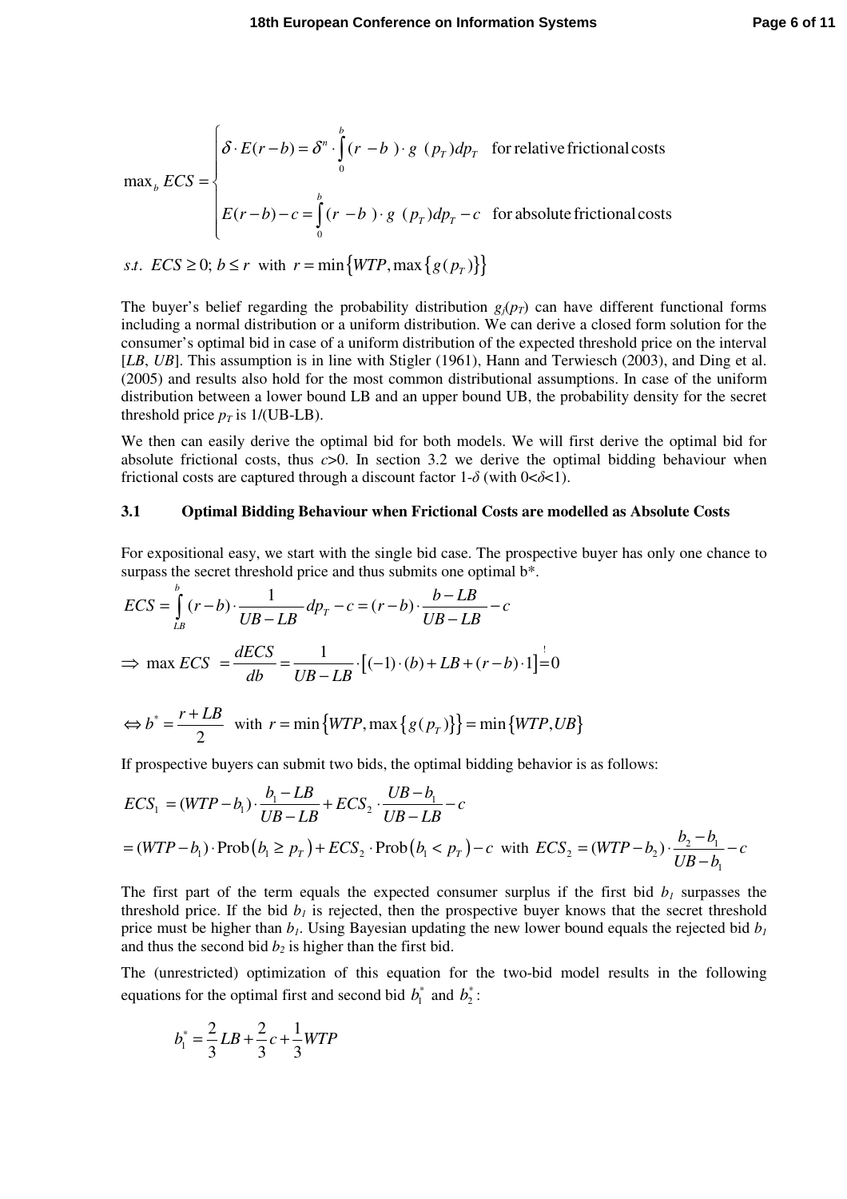$$\max_b ECS = \begin{cases} \delta \cdot E(r-b) = \delta^n \cdot \int_0^b (r-b) \cdot g\ (p_T) dp_T & \text{for relative frictional costs} \\ E(r-b) - c = \int_0^b (r-b) \cdot g\ (p_T) dp_T - c & \text{for absolute frictional costs} \end{cases}$$

$$s.t.\ \ ECS \geq 0;\ b \leq r \ \text{ with } \ r = \min\left\{WTP, \max\left\{g(p_T)\right\}\right\}$$

The buyer's belief regarding the probability distribution $g_j(p_T)$ can have different functional forms including a normal distribution or a uniform distribution. We can derive a closed form solution for the consumer's optimal bid in case of a uniform distribution of the expected threshold price on the interval [$LB$, $UB$]. This assumption is in line with Stigler (1961), Hann and Terwiesch (2003), and Ding et al. (2005) and results also hold for the most common distributional assumptions. In case of the uniform distribution between a lower bound LB and an upper bound UB, the probability density for the secret threshold price $p_T$ is 1/(UB-LB).

We then can easily derive the optimal bid for both models. We will first derive the optimal bid for absolute frictional costs, thus $c$>0. In section 3.2 we derive the optimal bidding behaviour when frictional costs are captured through a discount factor 1-$\delta$ (with 0<$\delta$<1).

### 3.1 Optimal Bidding Behaviour when Frictional Costs are modelled as Absolute Costs

For expositional easy, we start with the single bid case. The prospective buyer has only one chance to surpass the secret threshold price and thus submits one optimal b*.

$$ECS = \int_{LB}^{b} (r-b) \cdot \frac{1}{UB-LB} dp_T - c = (r-b) \cdot \frac{b-LB}{UB-LB} - c$$

$$\Rightarrow \max ECS \ = \frac{dECS}{db} = \frac{1}{UB-LB} \cdot \left[(-1)\cdot(b) + LB + (r-b)\cdot 1\right] \overset{!}{=} 0$$

$$\Leftrightarrow b^* = \frac{r+LB}{2} \ \text{ with } \ r = \min\left\{WTP, \max\left\{g(p_T)\right\}\right\} = \min\left\{WTP, UB\right\}$$

If prospective buyers can submit two bids, the optimal bidding behavior is as follows:

$$ECS_1 = (WTP - b_1) \cdot \frac{b_1 - LB}{UB-LB} + ECS_2 \cdot \frac{UB - b_1}{UB-LB} - c$$

$$= (WTP - b_1) \cdot \text{Prob}\left(b_1 \geq p_T\right) + ECS_2 \cdot \text{Prob}\left(b_1 < p_T\right) - c \ \text{ with } \ ECS_2 = (WTP - b_2) \cdot \frac{b_2 - b_1}{UB - b_1} - c$$

The first part of the term equals the expected consumer surplus if the first bid $b_1$ surpasses the threshold price. If the bid $b_1$ is rejected, then the prospective buyer knows that the secret threshold price must be higher than $b_1$. Using Bayesian updating the new lower bound equals the rejected bid $b_1$ and thus the second bid $b_2$ is higher than the first bid.

The (unrestricted) optimization of this equation for the two-bid model results in the following equations for the optimal first and second bid $b_1^*$ and $b_2^*$:

$$b_1^* = \frac{2}{3} LB + \frac{2}{3} c + \frac{1}{3} WTP$$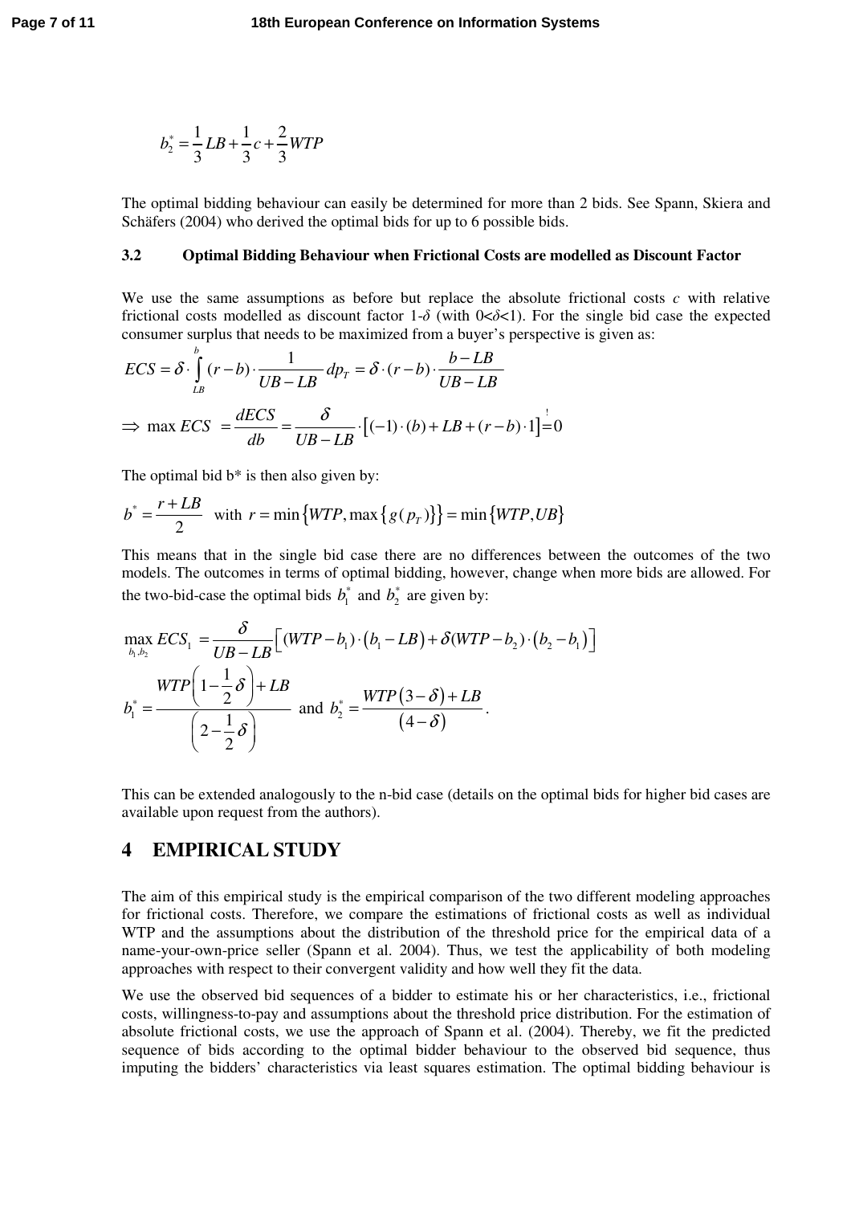$$b_2^* = \frac{1}{3}LB + \frac{1}{3}c + \frac{2}{3}WTP$$

The optimal bidding behaviour can easily be determined for more than 2 bids. See Spann, Skiera and Schäfers (2004) who derived the optimal bids for up to 6 possible bids.

### 3.2 Optimal Bidding Behaviour when Frictional Costs are modelled as Discount Factor

We use the same assumptions as before but replace the absolute frictional costs $c$ with relative frictional costs modelled as discount factor 1-$\delta$ (with 0<$\delta$<1). For the single bid case the expected consumer surplus that needs to be maximized from a buyer's perspective is given as:

$$ECS = \delta \cdot \int_{LB}^{b} (r-b) \cdot \frac{1}{UB-LB} \, dp_T = \delta \cdot (r-b) \cdot \frac{b-LB}{UB-LB}$$

$$\Rightarrow \max ECS \;= \frac{dECS}{db} = \frac{\delta}{UB-LB} \cdot \left[(-1)\cdot(b) + LB + (r-b)\cdot 1\right] \overset{!}{=} 0$$

The optimal bid b* is then also given by:

$$b^* = \frac{r+LB}{2} \quad \text{with } r = \min\left\{WTP, \max\left\{g(p_T)\right\}\right\} = \min\left\{WTP, UB\right\}$$

This means that in the single bid case there are no differences between the outcomes of the two models. The outcomes in terms of optimal bidding, however, change when more bids are allowed. For the two-bid-case the optimal bids $b_1^*$ and $b_2^*$ are given by:

$$\max_{b_1, b_2} ECS_1 \;= \frac{\delta}{UB-LB}\left[(WTP-b_1)\cdot\left(b_1 - LB\right) + \delta(WTP-b_2)\cdot\left(b_2 - b_1\right)\right]$$

$$b_1^* = \frac{WTP\left(1-\frac{1}{2}\delta\right) + LB}{\left(2-\frac{1}{2}\delta\right)} \text{ and } b_2^* = \frac{WTP\left(3-\delta\right) + LB}{\left(4-\delta\right)}.$$

This can be extended analogously to the n-bid case (details on the optimal bids for higher bid cases are available upon request from the authors).

## 4 EMPIRICAL STUDY

The aim of this empirical study is the empirical comparison of the two different modeling approaches for frictional costs. Therefore, we compare the estimations of frictional costs as well as individual WTP and the assumptions about the distribution of the threshold price for the empirical data of a name-your-own-price seller (Spann et al. 2004). Thus, we test the applicability of both modeling approaches with respect to their convergent validity and how well they fit the data.

We use the observed bid sequences of a bidder to estimate his or her characteristics, i.e., frictional costs, willingness-to-pay and assumptions about the threshold price distribution. For the estimation of absolute frictional costs, we use the approach of Spann et al. (2004). Thereby, we fit the predicted sequence of bids according to the optimal bidder behaviour to the observed bid sequence, thus imputing the bidders' characteristics via least squares estimation. The optimal bidding behaviour is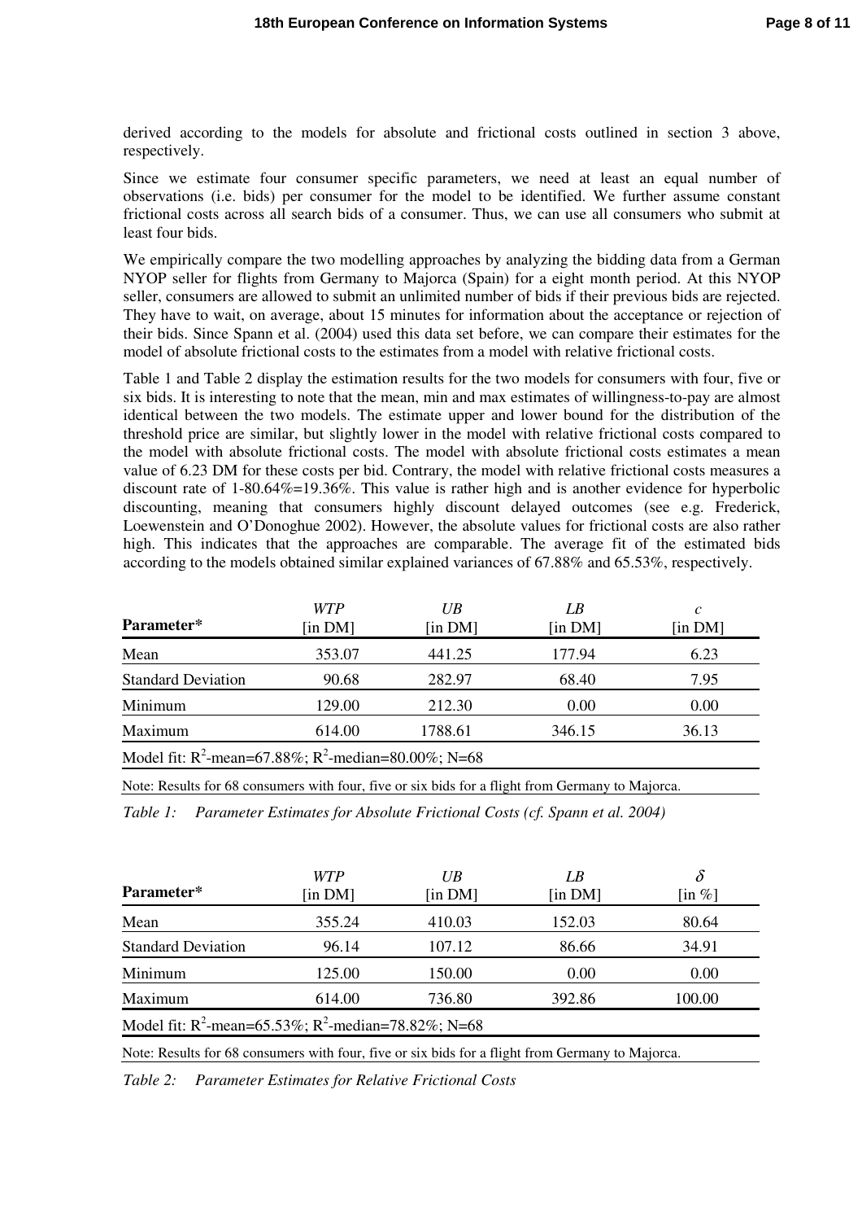derived according to the models for absolute and frictional costs outlined in section 3 above, respectively.

Since we estimate four consumer specific parameters, we need at least an equal number of observations (i.e. bids) per consumer for the model to be identified. We further assume constant frictional costs across all search bids of a consumer. Thus, we can use all consumers who submit at least four bids.

We empirically compare the two modelling approaches by analyzing the bidding data from a German NYOP seller for flights from Germany to Majorca (Spain) for a eight month period. At this NYOP seller, consumers are allowed to submit an unlimited number of bids if their previous bids are rejected. They have to wait, on average, about 15 minutes for information about the acceptance or rejection of their bids. Since Spann et al. (2004) used this data set before, we can compare their estimates for the model of absolute frictional costs to the estimates from a model with relative frictional costs.

Table 1 and Table 2 display the estimation results for the two models for consumers with four, five or six bids. It is interesting to note that the mean, min and max estimates of willingness-to-pay are almost identical between the two models. The estimate upper and lower bound for the distribution of the threshold price are similar, but slightly lower in the model with relative frictional costs compared to the model with absolute frictional costs. The model with absolute frictional costs estimates a mean value of 6.23 DM for these costs per bid. Contrary, the model with relative frictional costs measures a discount rate of 1-80.64%=19.36%. This value is rather high and is another evidence for hyperbolic discounting, meaning that consumers highly discount delayed outcomes (see e.g. Frederick, Loewenstein and O'Donoghue 2002). However, the absolute values for frictional costs are also rather high. This indicates that the approaches are comparable. The average fit of the estimated bids according to the models obtained similar explained variances of 67.88% and 65.53%, respectively.

| Parameter* | *WTP* [in DM] | *UB* [in DM] | *LB* [in DM] | *c* [in DM] |
|---|---|---|---|---|
| Mean | 353.07 | 441.25 | 177.94 | 6.23 |
| Standard Deviation | 90.68 | 282.97 | 68.40 | 7.95 |
| Minimum | 129.00 | 212.30 | 0.00 | 0.00 |
| Maximum | 614.00 | 1788.61 | 346.15 | 36.13 |
| Model fit: $R^2$-mean=67.88%; $R^2$-median=80.00%; N=68 | | | | |

Note: Results for 68 consumers with four, five or six bids for a flight from Germany to Majorca.

*Table 1: Parameter Estimates for Absolute Frictional Costs (cf. Spann et al. 2004)*

| Parameter* | *WTP* [in DM] | *UB* [in DM] | *LB* [in DM] | $\delta$ [in %] |
|---|---|---|---|---|
| Mean | 355.24 | 410.03 | 152.03 | 80.64 |
| Standard Deviation | 96.14 | 107.12 | 86.66 | 34.91 |
| Minimum | 125.00 | 150.00 | 0.00 | 0.00 |
| Maximum | 614.00 | 736.80 | 392.86 | 100.00 |
| Model fit: $R^2$-mean=65.53%; $R^2$-median=78.82%; N=68 | | | | |

Note: Results for 68 consumers with four, five or six bids for a flight from Germany to Majorca.

*Table 2: Parameter Estimates for Relative Frictional Costs*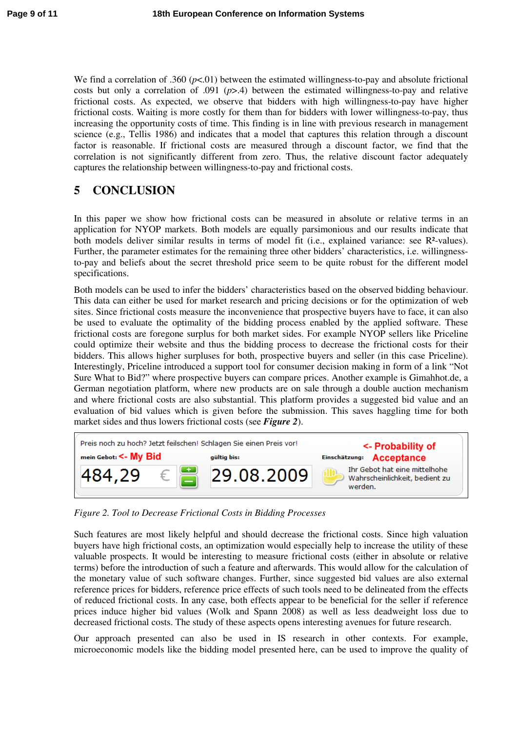We find a correlation of .360 ($p$<.01) between the estimated willingness-to-pay and absolute frictional costs but only a correlation of .091 ($p$>.4) between the estimated willingness-to-pay and relative frictional costs. As expected, we observe that bidders with high willingness-to-pay have higher frictional costs. Waiting is more costly for them than for bidders with lower willingness-to-pay, thus increasing the opportunity costs of time. This finding is in line with previous research in management science (e.g., Tellis 1986) and indicates that a model that captures this relation through a discount factor is reasonable. If frictional costs are measured through a discount factor, we find that the correlation is not significantly different from zero. Thus, the relative discount factor adequately captures the relationship between willingness-to-pay and frictional costs.

# 5 CONCLUSION

In this paper we show how frictional costs can be measured in absolute or relative terms in an application for NYOP markets. Both models are equally parsimonious and our results indicate that both models deliver similar results in terms of model fit (i.e., explained variance: see $R^2$-values). Further, the parameter estimates for the remaining three other bidders' characteristics, i.e. willingness-to-pay and beliefs about the secret threshold price seem to be quite robust for the different model specifications.

Both models can be used to infer the bidders' characteristics based on the observed bidding behaviour. This data can either be used for market research and pricing decisions or for the optimization of web sites. Since frictional costs measure the inconvenience that prospective buyers have to face, it can also be used to evaluate the optimality of the bidding process enabled by the applied software. These frictional costs are foregone surplus for both market sides. For example NYOP sellers like Priceline could optimize their website and thus the bidding process to decrease the frictional costs for their bidders. This allows higher surpluses for both, prospective buyers and seller (in this case Priceline). Interestingly, Priceline introduced a support tool for consumer decision making in form of a link "Not Sure What to Bid?" where prospective buyers can compare prices. Another example is Gimahhot.de, a German negotiation platform, where new products are on sale through a double auction mechanism and where frictional costs are also substantial. This platform provides a suggested bid value and an evaluation of bid values which is given before the submission. This saves haggling time for both market sides and thus lowers frictional costs (see ***Figure 2***).

Preis noch zu hoch? Jetzt feilschen! Schlagen Sie einen Preis vor!

mein Gebot: <- My Bid | gültig bis: | Einschätzung: <- Probability of Acceptance

484,29 € | 29.08.2009 | Ihr Gebot hat eine mittelhohe Wahrscheinlichkeit, bedient zu werden.

*Figure 2. Tool to Decrease Frictional Costs in Bidding Processes*

Such features are most likely helpful and should decrease the frictional costs. Since high valuation buyers have high frictional costs, an optimization would especially help to increase the utility of these valuable prospects. It would be interesting to measure frictional costs (either in absolute or relative terms) before the introduction of such a feature and afterwards. This would allow for the calculation of the monetary value of such software changes. Further, since suggested bid values are also external reference prices for bidders, reference price effects of such tools need to be delineated from the effects of reduced frictional costs. In any case, both effects appear to be beneficial for the seller if reference prices induce higher bid values (Wolk and Spann 2008) as well as less deadweight loss due to decreased frictional costs. The study of these aspects opens interesting avenues for future research.

Our approach presented can also be used in IS research in other contexts. For example, microeconomic models like the bidding model presented here, can be used to improve the quality of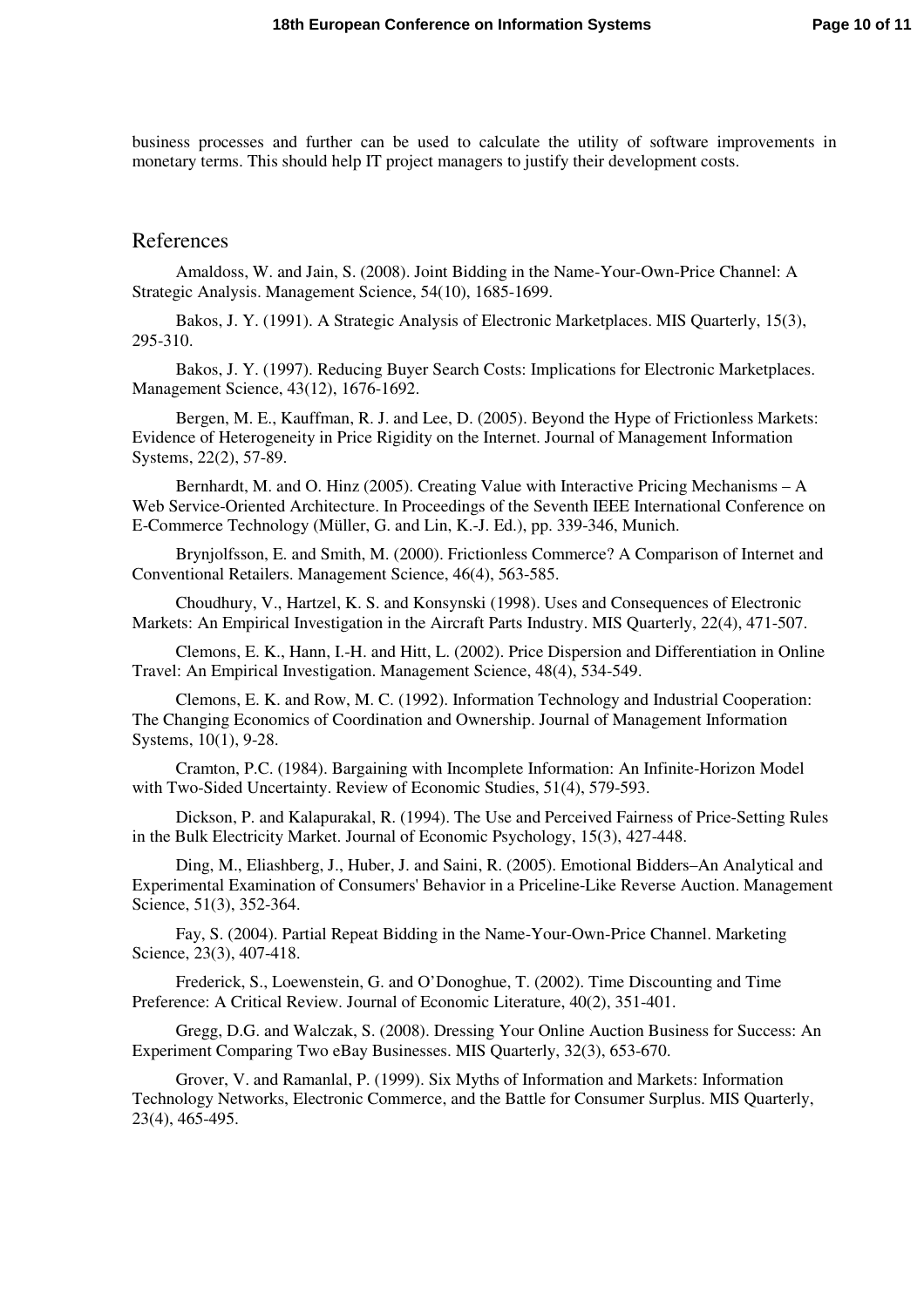business processes and further can be used to calculate the utility of software improvements in monetary terms. This should help IT project managers to justify their development costs.

## References

Amaldoss, W. and Jain, S. (2008). Joint Bidding in the Name-Your-Own-Price Channel: A Strategic Analysis. Management Science, 54(10), 1685-1699.

Bakos, J. Y. (1991). A Strategic Analysis of Electronic Marketplaces. MIS Quarterly, 15(3), 295-310.

Bakos, J. Y. (1997). Reducing Buyer Search Costs: Implications for Electronic Marketplaces. Management Science, 43(12), 1676-1692.

Bergen, M. E., Kauffman, R. J. and Lee, D. (2005). Beyond the Hype of Frictionless Markets: Evidence of Heterogeneity in Price Rigidity on the Internet. Journal of Management Information Systems, 22(2), 57-89.

Bernhardt, M. and O. Hinz (2005). Creating Value with Interactive Pricing Mechanisms – A Web Service-Oriented Architecture. In Proceedings of the Seventh IEEE International Conference on E-Commerce Technology (Müller, G. and Lin, K.-J. Ed.), pp. 339-346, Munich.

Brynjolfsson, E. and Smith, M. (2000). Frictionless Commerce? A Comparison of Internet and Conventional Retailers. Management Science, 46(4), 563-585.

Choudhury, V., Hartzel, K. S. and Konsynski (1998). Uses and Consequences of Electronic Markets: An Empirical Investigation in the Aircraft Parts Industry. MIS Quarterly, 22(4), 471-507.

Clemons, E. K., Hann, I.-H. and Hitt, L. (2002). Price Dispersion and Differentiation in Online Travel: An Empirical Investigation. Management Science, 48(4), 534-549.

Clemons, E. K. and Row, M. C. (1992). Information Technology and Industrial Cooperation: The Changing Economics of Coordination and Ownership. Journal of Management Information Systems, 10(1), 9-28.

Cramton, P.C. (1984). Bargaining with Incomplete Information: An Infinite-Horizon Model with Two-Sided Uncertainty. Review of Economic Studies, 51(4), 579-593.

Dickson, P. and Kalapurakal, R. (1994). The Use and Perceived Fairness of Price-Setting Rules in the Bulk Electricity Market. Journal of Economic Psychology, 15(3), 427-448.

Ding, M., Eliashberg, J., Huber, J. and Saini, R. (2005). Emotional Bidders–An Analytical and Experimental Examination of Consumers' Behavior in a Priceline-Like Reverse Auction. Management Science, 51(3), 352-364.

Fay, S. (2004). Partial Repeat Bidding in the Name-Your-Own-Price Channel. Marketing Science, 23(3), 407-418.

Frederick, S., Loewenstein, G. and O'Donoghue, T. (2002). Time Discounting and Time Preference: A Critical Review. Journal of Economic Literature, 40(2), 351-401.

Gregg, D.G. and Walczak, S. (2008). Dressing Your Online Auction Business for Success: An Experiment Comparing Two eBay Businesses. MIS Quarterly, 32(3), 653-670.

Grover, V. and Ramanlal, P. (1999). Six Myths of Information and Markets: Information Technology Networks, Electronic Commerce, and the Battle for Consumer Surplus. MIS Quarterly, 23(4), 465-495.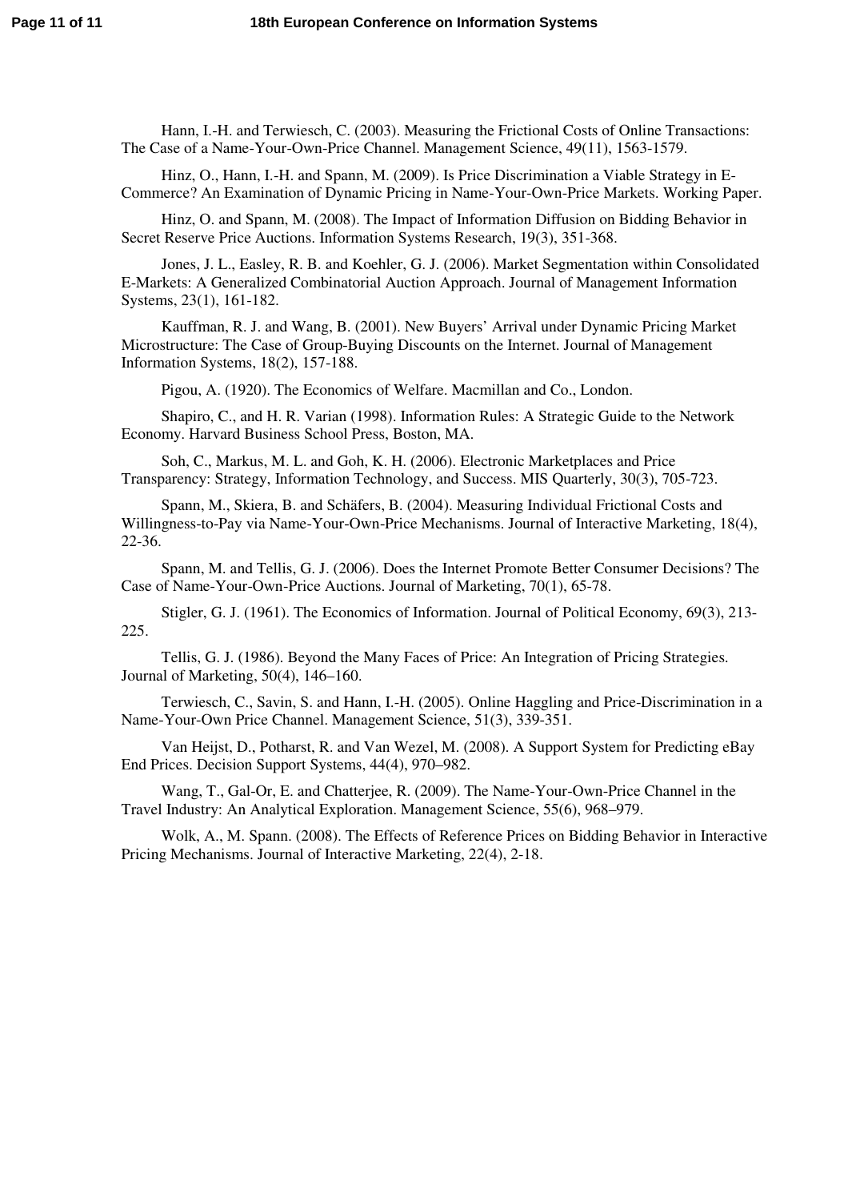Hann, I.-H. and Terwiesch, C. (2003). Measuring the Frictional Costs of Online Transactions: The Case of a Name-Your-Own-Price Channel. Management Science, 49(11), 1563-1579.

Hinz, O., Hann, I.-H. and Spann, M. (2009). Is Price Discrimination a Viable Strategy in E-Commerce? An Examination of Dynamic Pricing in Name-Your-Own-Price Markets. Working Paper.

Hinz, O. and Spann, M. (2008). The Impact of Information Diffusion on Bidding Behavior in Secret Reserve Price Auctions. Information Systems Research, 19(3), 351-368.

Jones, J. L., Easley, R. B. and Koehler, G. J. (2006). Market Segmentation within Consolidated E-Markets: A Generalized Combinatorial Auction Approach. Journal of Management Information Systems, 23(1), 161-182.

Kauffman, R. J. and Wang, B. (2001). New Buyers' Arrival under Dynamic Pricing Market Microstructure: The Case of Group-Buying Discounts on the Internet. Journal of Management Information Systems, 18(2), 157-188.

Pigou, A. (1920). The Economics of Welfare. Macmillan and Co., London.

Shapiro, C., and H. R. Varian (1998). Information Rules: A Strategic Guide to the Network Economy. Harvard Business School Press, Boston, MA.

Soh, C., Markus, M. L. and Goh, K. H. (2006). Electronic Marketplaces and Price Transparency: Strategy, Information Technology, and Success. MIS Quarterly, 30(3), 705-723.

Spann, M., Skiera, B. and Schäfers, B. (2004). Measuring Individual Frictional Costs and Willingness-to-Pay via Name-Your-Own-Price Mechanisms. Journal of Interactive Marketing, 18(4), 22-36.

Spann, M. and Tellis, G. J. (2006). Does the Internet Promote Better Consumer Decisions? The Case of Name-Your-Own-Price Auctions. Journal of Marketing, 70(1), 65-78.

Stigler, G. J. (1961). The Economics of Information. Journal of Political Economy, 69(3), 213-225.

Tellis, G. J. (1986). Beyond the Many Faces of Price: An Integration of Pricing Strategies. Journal of Marketing, 50(4), 146–160.

Terwiesch, C., Savin, S. and Hann, I.-H. (2005). Online Haggling and Price-Discrimination in a Name-Your-Own Price Channel. Management Science, 51(3), 339-351.

Van Heijst, D., Potharst, R. and Van Wezel, M. (2008). A Support System for Predicting eBay End Prices. Decision Support Systems, 44(4), 970–982.

Wang, T., Gal-Or, E. and Chatterjee, R. (2009). The Name-Your-Own-Price Channel in the Travel Industry: An Analytical Exploration. Management Science, 55(6), 968–979.

Wolk, A., M. Spann. (2008). The Effects of Reference Prices on Bidding Behavior in Interactive Pricing Mechanisms. Journal of Interactive Marketing, 22(4), 2-18.